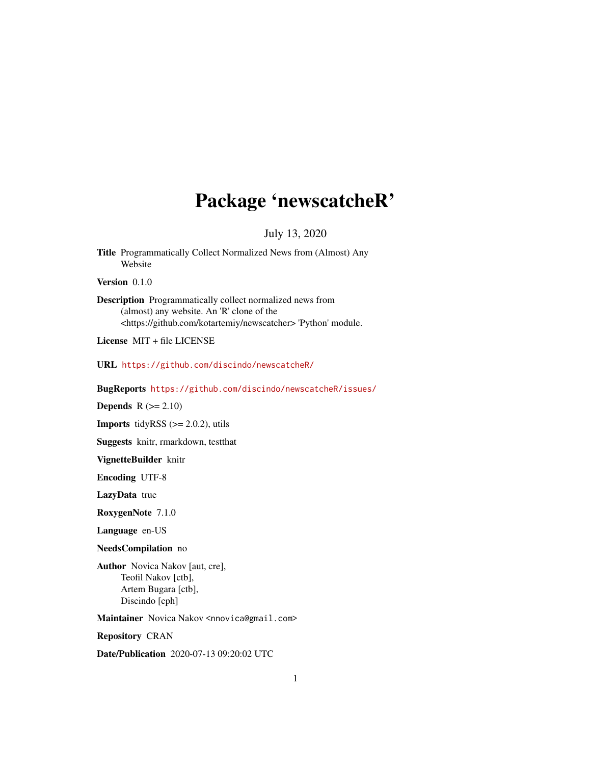# Package 'newscatcheR'

July 13, 2020

**Title** Programmatically Collect Normalized News from (Almost) Any Website

**Version** 0.1.0

**Description** Programmatically collect normalized news from (almost) any website. An 'R' clone of the <https://github.com/kotartemiy/newscatcher> 'Python' module.

**License** MIT + file LICENSE

**URL** https://github.com/discindo/newscatcheR/

**BugReports** https://github.com/discindo/newscatcheR/issues/

**Depends** R (>= 2.10)

**Imports** tidyRSS (>= 2.0.2), utils

**Suggests** knitr, rmarkdown, testthat

**VignetteBuilder** knitr

**Encoding** UTF-8

**LazyData** true

**RoxygenNote** 7.1.0

**Language** en-US

**NeedsCompilation** no

**Author** Novica Nakov [aut, cre],
Teofil Nakov [ctb],
Artem Bugara [ctb],
Discindo [cph]

**Maintainer** Novica Nakov <nnovica@gmail.com>

**Repository** CRAN

**Date/Publication** 2020-07-13 09:20:02 UTC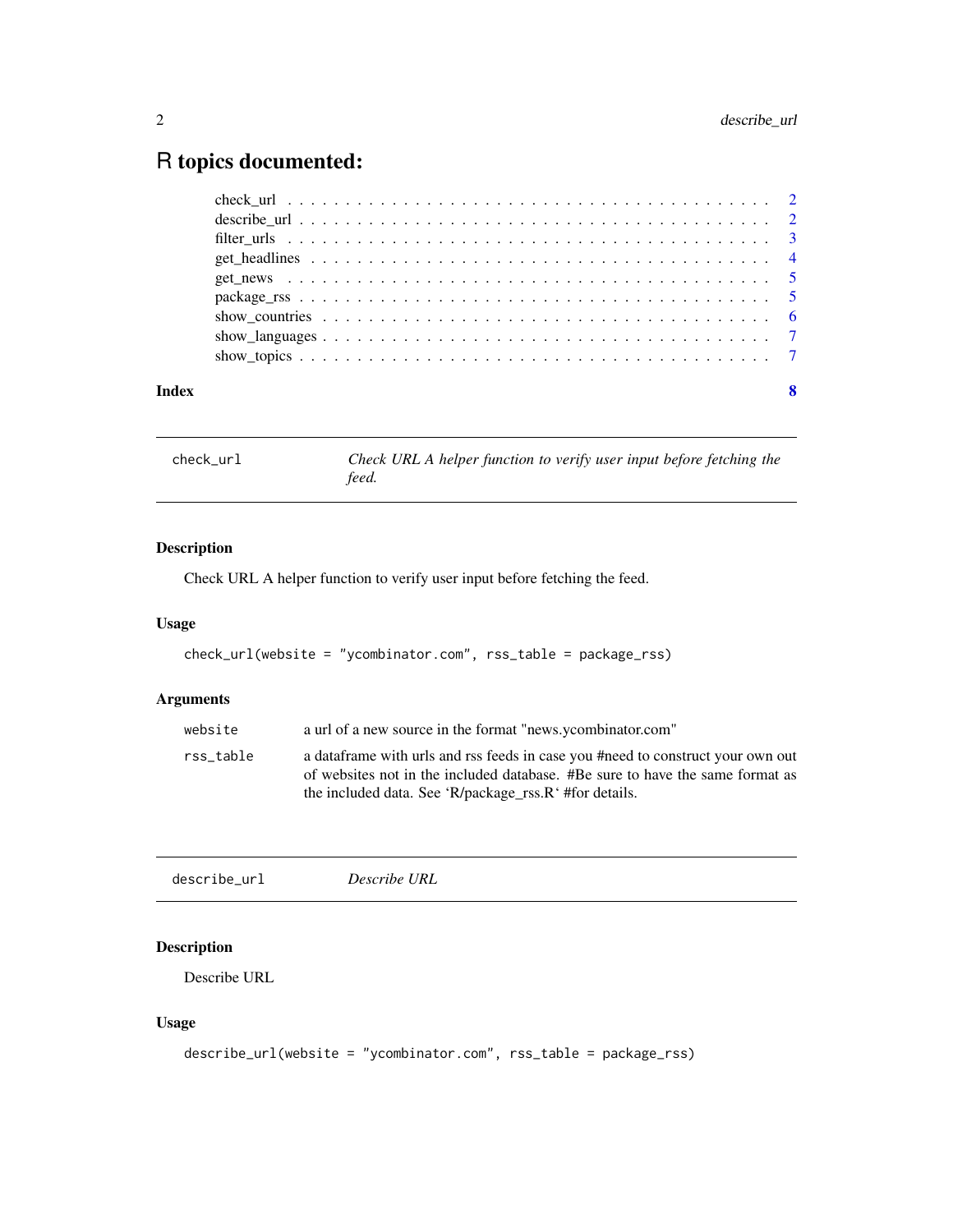# R topics documented:

| | |
|---|---|
| check_url | 2 |
| describe_url | 2 |
| filter_urls | 3 |
| get_headlines | 4 |
| get_news | 5 |
| package_rss | 5 |
| show_countries | 6 |
| show_languages | 7 |
| show_topics | 7 |

**Index** 8

---

`check_url` *Check URL A helper function to verify user input before fetching the feed.*

---

### Description

Check URL A helper function to verify user input before fetching the feed.

### Usage

```
check_url(website = "ycombinator.com", rss_table = package_rss)
```

### Arguments

| | |
|---|---|
| `website` | a url of a new source in the format "news.ycombinator.com" |
| `rss_table` | a dataframe with urls and rss feeds in case you #need to construct your own out of websites not in the included database. #Be sure to have the same format as the included data. See 'R/package_rss.R' #for details. |

---

`describe_url` *Describe URL*

---

### Description

Describe URL

### Usage

```
describe_url(website = "ycombinator.com", rss_table = package_rss)
```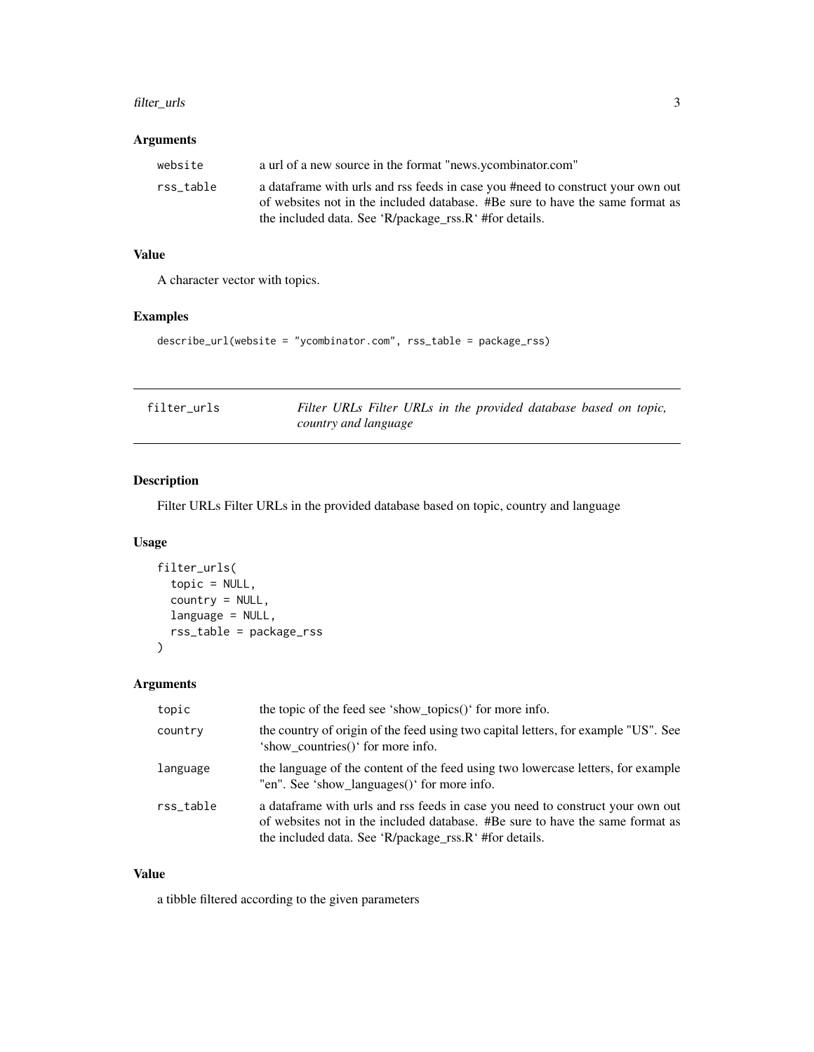## Arguments

| | |
|---|---|
| website | a url of a new source in the format "news.ycombinator.com" |
| rss_table | a dataframe with urls and rss feeds in case you #need to construct your own out of websites not in the included database. #Be sure to have the same format as the included data. See 'R/package_rss.R' #for details. |

## Value

A character vector with topics.

## Examples

```
describe_url(website = "ycombinator.com", rss_table = package_rss)
```

---

# filter_urls *Filter URLs Filter URLs in the provided database based on topic, country and language*

---

## Description

Filter URLs Filter URLs in the provided database based on topic, country and language

## Usage

```
filter_urls(
  topic = NULL,
  country = NULL,
  language = NULL,
  rss_table = package_rss
)
```

## Arguments

| | |
|---|---|
| topic | the topic of the feed see 'show_topics()' for more info. |
| country | the country of origin of the feed using two capital letters, for example "US". See 'show_countries()' for more info. |
| language | the language of the content of the feed using two lowercase letters, for example "en". See 'show_languages()' for more info. |
| rss_table | a dataframe with urls and rss feeds in case you need to construct your own out of websites not in the included database. #Be sure to have the same format as the included data. See 'R/package_rss.R' #for details. |

## Value

a tibble filtered according to the given parameters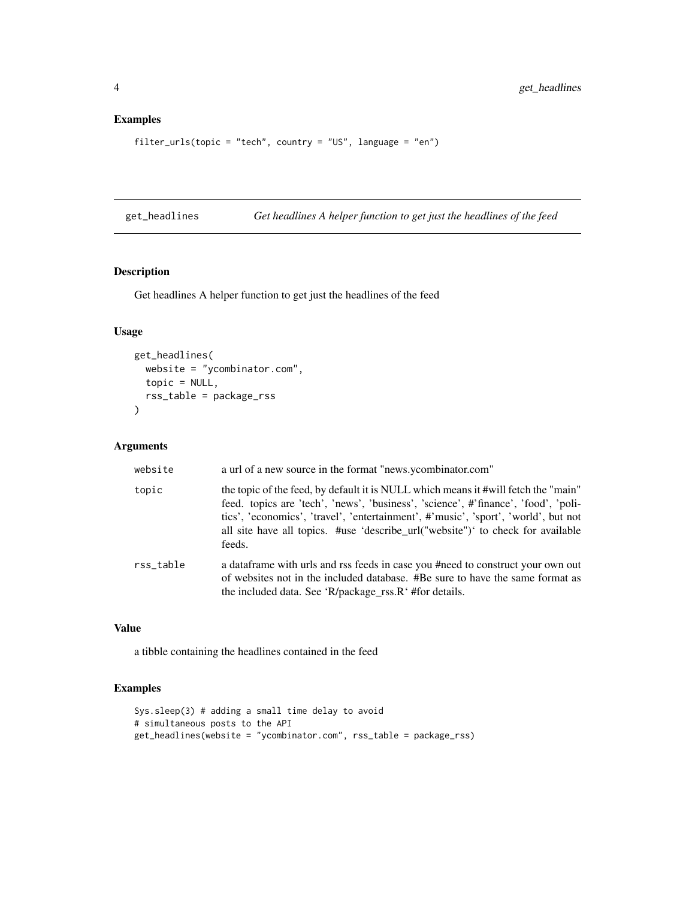### Examples

```
filter_urls(topic = "tech", country = "US", language = "en")
```

## get_headlines *Get headlines A helper function to get just the headlines of the feed*

### Description

Get headlines A helper function to get just the headlines of the feed

### Usage

```
get_headlines(
  website = "ycombinator.com",
  topic = NULL,
  rss_table = package_rss
)
```

### Arguments

| | |
|---|---|
| website | a url of a new source in the format "news.ycombinator.com" |
| topic | the topic of the feed, by default it is NULL which means it #will fetch the "main" feed. topics are 'tech', 'news', 'business', 'science', #'finance', 'food', 'politics', 'economics', 'travel', 'entertainment', #'music', 'sport', 'world', but not all site have all topics. #use 'describe_url("website")' to check for available feeds. |
| rss_table | a dataframe with urls and rss feeds in case you #need to construct your own out of websites not in the included database. #Be sure to have the same format as the included data. See 'R/package_rss.R' #for details. |

### Value

a tibble containing the headlines contained in the feed

### Examples

```
Sys.sleep(3) # adding a small time delay to avoid
# simultaneous posts to the API
get_headlines(website = "ycombinator.com", rss_table = package_rss)
```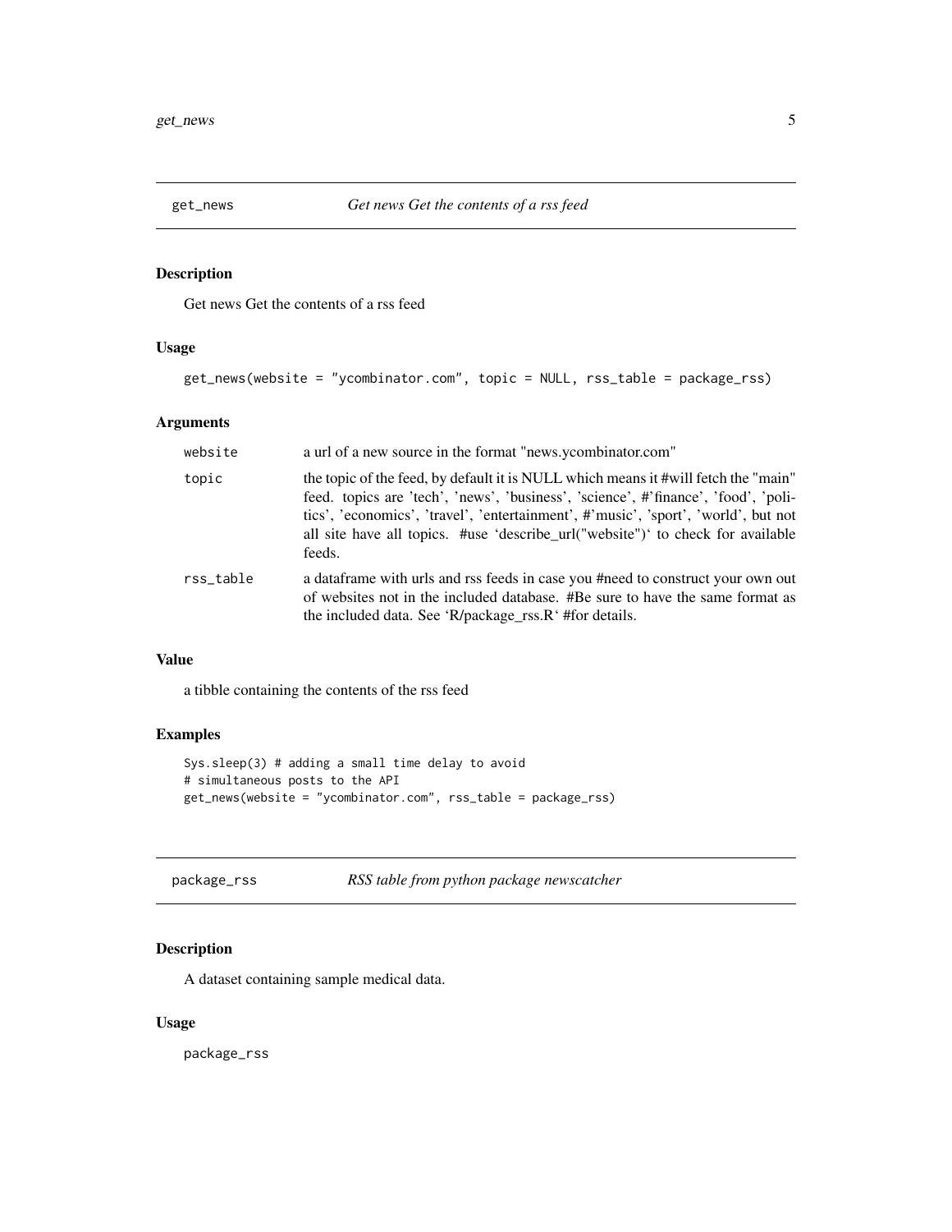## get_news — *Get news Get the contents of a rss feed*

### Description

Get news Get the contents of a rss feed

### Usage

```
get_news(website = "ycombinator.com", topic = NULL, rss_table = package_rss)
```

### Arguments

| | |
|---|---|
| website | a url of a new source in the format "news.ycombinator.com" |
| topic | the topic of the feed, by default it is NULL which means it #will fetch the "main" feed. topics are 'tech', 'news', 'business', 'science', #'finance', 'food', 'politics', 'economics', 'travel', 'entertainment', #'music', 'sport', 'world', but not all site have all topics. #use 'describe_url("website")' to check for available feeds. |
| rss_table | a dataframe with urls and rss feeds in case you #need to construct your own out of websites not in the included database. #Be sure to have the same format as the included data. See 'R/package_rss.R' #for details. |

### Value

a tibble containing the contents of the rss feed

### Examples

```
Sys.sleep(3) # adding a small time delay to avoid
# simultaneous posts to the API
get_news(website = "ycombinator.com", rss_table = package_rss)
```

## package_rss — *RSS table from python package newscatcher*

### Description

A dataset containing sample medical data.

### Usage

```
package_rss
```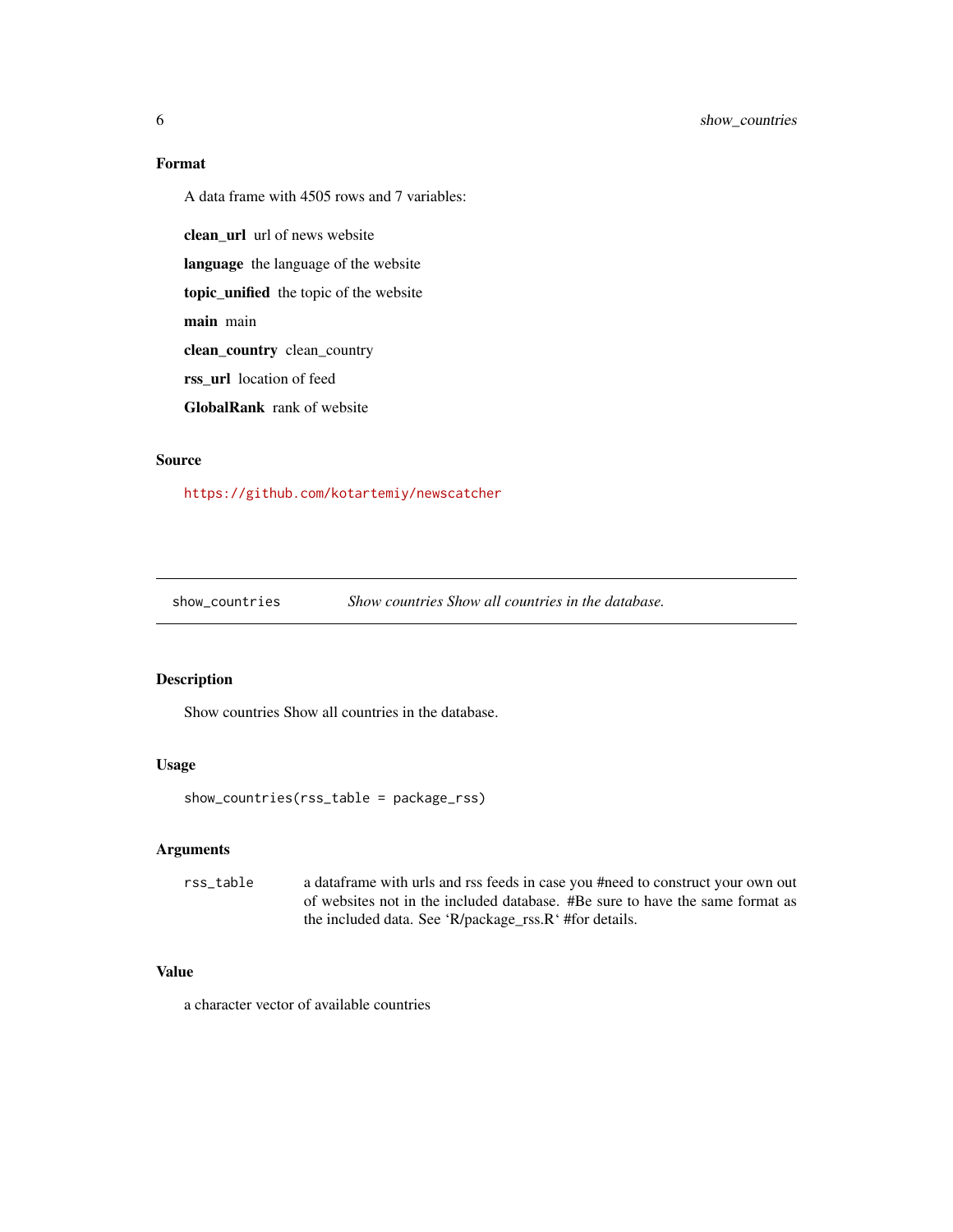### Format

A data frame with 4505 rows and 7 variables:

**clean_url** url of news website

**language** the language of the website

**topic_unified** the topic of the website

**main** main

**clean_country** clean_country

**rss_url** location of feed

**GlobalRank** rank of website

### Source

https://github.com/kotartemiy/newscatcher

---

## show_countries *Show countries Show all countries in the database.*

---

### Description

Show countries Show all countries in the database.

### Usage

```
show_countries(rss_table = package_rss)
```

### Arguments

| | |
|---|---|
| rss_table | a dataframe with urls and rss feeds in case you #need to construct your own out of websites not in the included database. #Be sure to have the same format as the included data. See 'R/package_rss.R' #for details. |

### Value

a character vector of available countries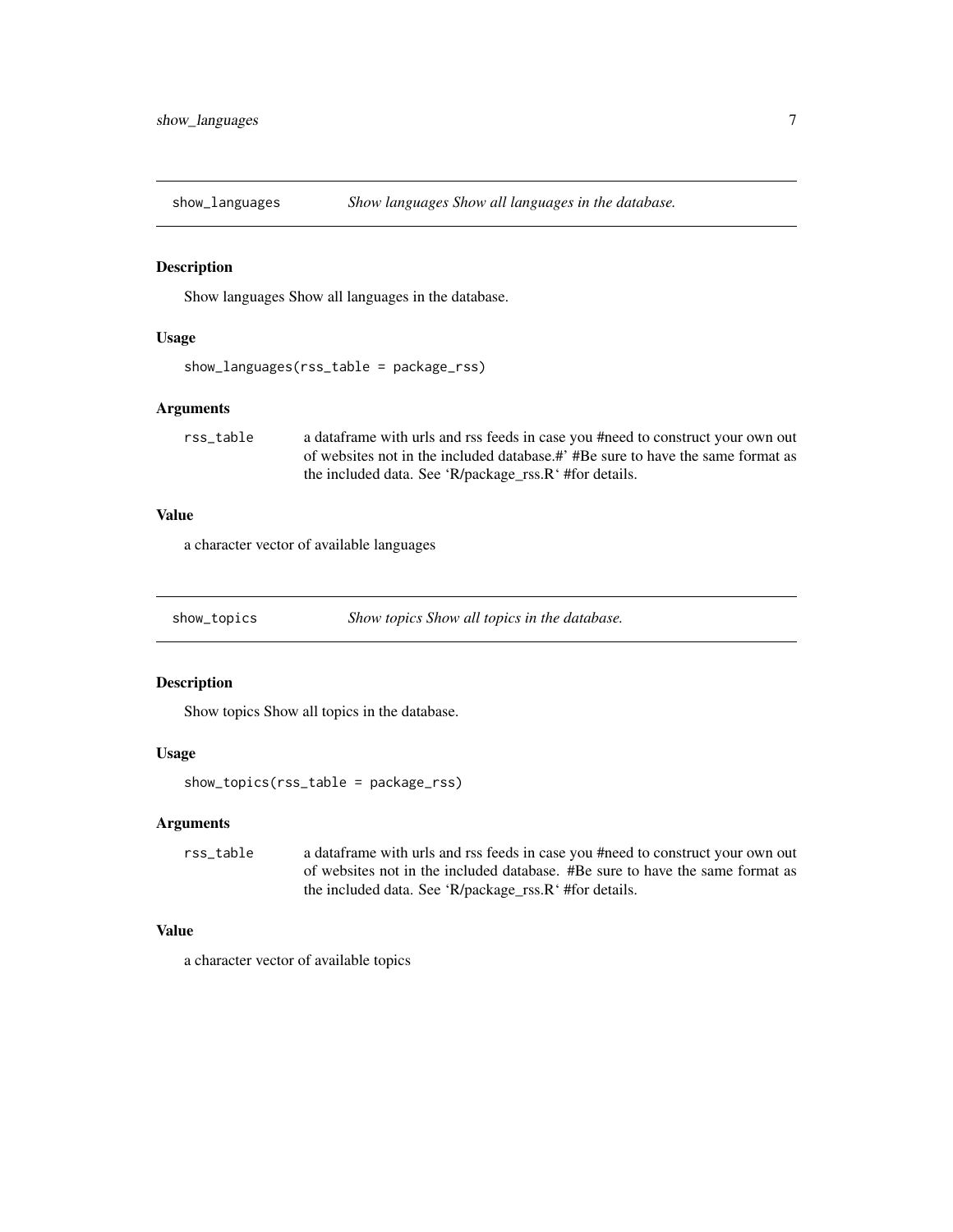## show_languages — *Show languages Show all languages in the database.*

### Description

Show languages Show all languages in the database.

### Usage

```
show_languages(rss_table = package_rss)
```

### Arguments

| | |
|---|---|
| rss_table | a dataframe with urls and rss feeds in case you #need to construct your own out of websites not in the included database.#' #Be sure to have the same format as the included data. See 'R/package_rss.R' #for details. |

### Value

a character vector of available languages

## show_topics — *Show topics Show all topics in the database.*

### Description

Show topics Show all topics in the database.

### Usage

```
show_topics(rss_table = package_rss)
```

### Arguments

| | |
|---|---|
| rss_table | a dataframe with urls and rss feeds in case you #need to construct your own out of websites not in the included database. #Be sure to have the same format as the included data. See 'R/package_rss.R' #for details. |

### Value

a character vector of available topics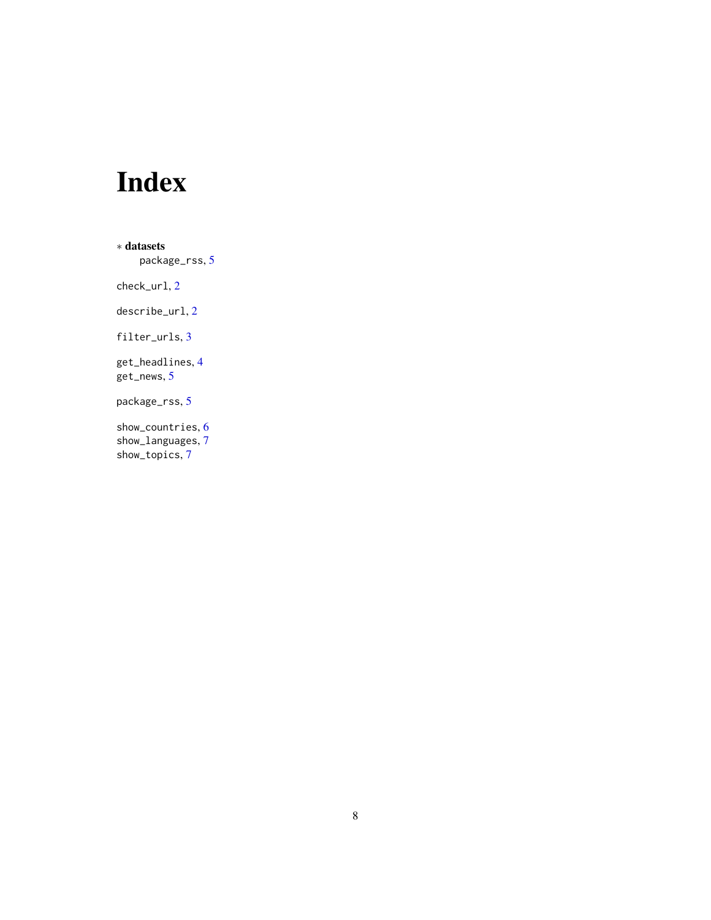# Index

∗ **datasets**

package_rss, 5

check_url, 2

describe_url, 2

filter_urls, 3

get_headlines, 4
get_news, 5

package_rss, 5

show_countries, 6
show_languages, 7
show_topics, 7